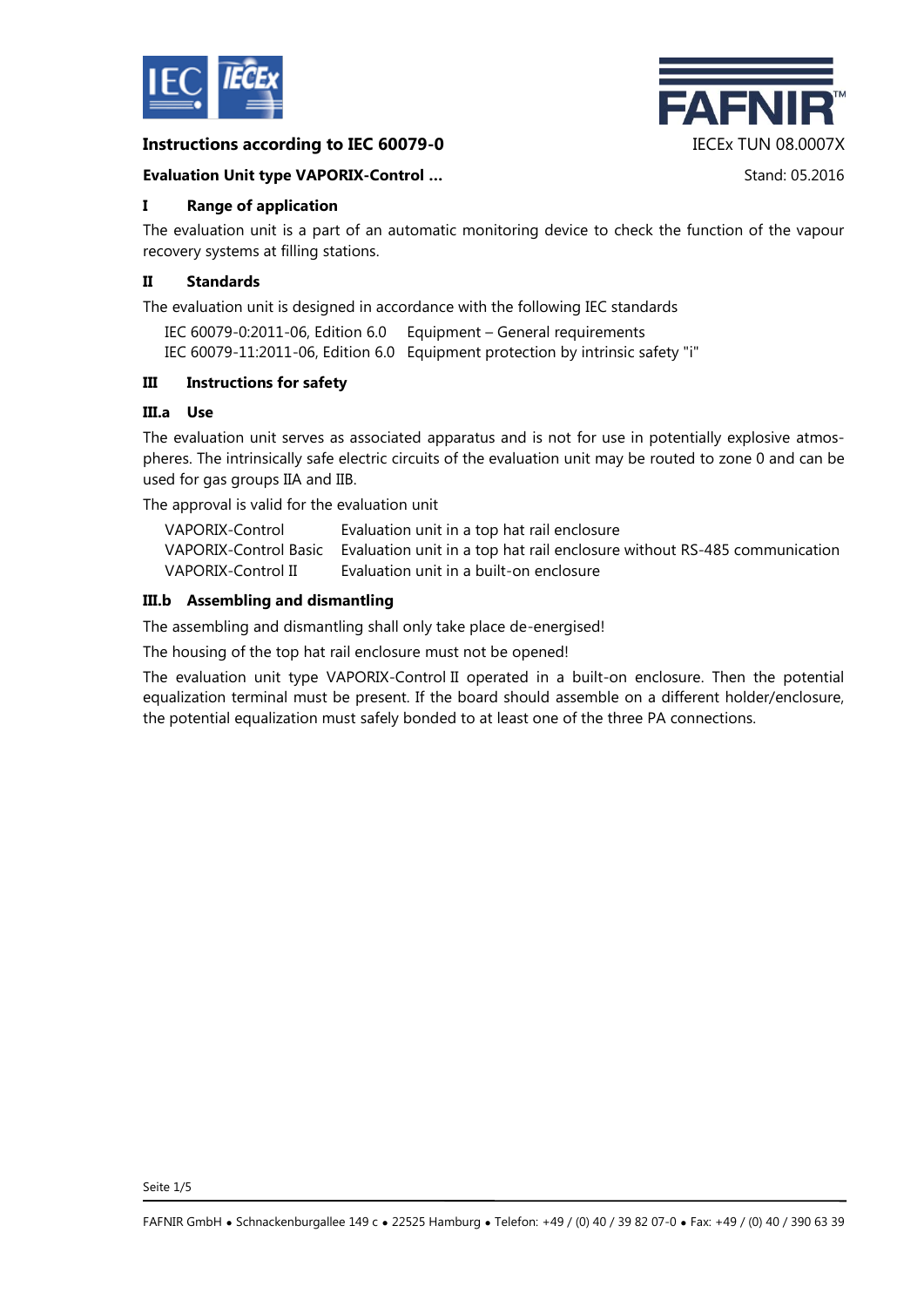**Instructions according to IEC 60079-0** IECEx TUN 08.0007X

**Evaluation Unit type VAPORIX-Control ...** Stand: 05.2016

## I Range of application

The evaluation unit is a part of an automatic monitoring device to check the function of the vapour recovery systems at filling stations.

## II Standards

The evaluation unit is designed in accordance with the following IEC standards

| | |
|---|---|
| IEC 60079-0:2011-06, Edition 6.0 | Equipment – General requirements |
| IEC 60079-11:2011-06, Edition 6.0 | Equipment protection by intrinsic safety "i" |

## III Instructions for safety

### III.a Use

The evaluation unit serves as associated apparatus and is not for use in potentially explosive atmospheres. The intrinsically safe electric circuits of the evaluation unit may be routed to zone 0 and can be used for gas groups IIA and IIB.

The approval is valid for the evaluation unit

| | |
|---|---|
| VAPORIX-Control | Evaluation unit in a top hat rail enclosure |
| VAPORIX-Control Basic | Evaluation unit in a top hat rail enclosure without RS-485 communication |
| VAPORIX-Control II | Evaluation unit in a built-on enclosure |

### III.b Assembling and dismantling

The assembling and dismantling shall only take place de-energised!

The housing of the top hat rail enclosure must not be opened!

The evaluation unit type VAPORIX-Control II operated in a built-on enclosure. Then the potential equalization terminal must be present. If the board should assemble on a different holder/enclosure, the potential equalization must safely bonded to at least one of the three PA connections.

FAFNIR GmbH • Schnackenburgallee 149 c • 22525 Hamburg • Telefon: +49 / (0) 40 / 39 82 07-0 • Fax: +49 / (0) 40 / 390 63 39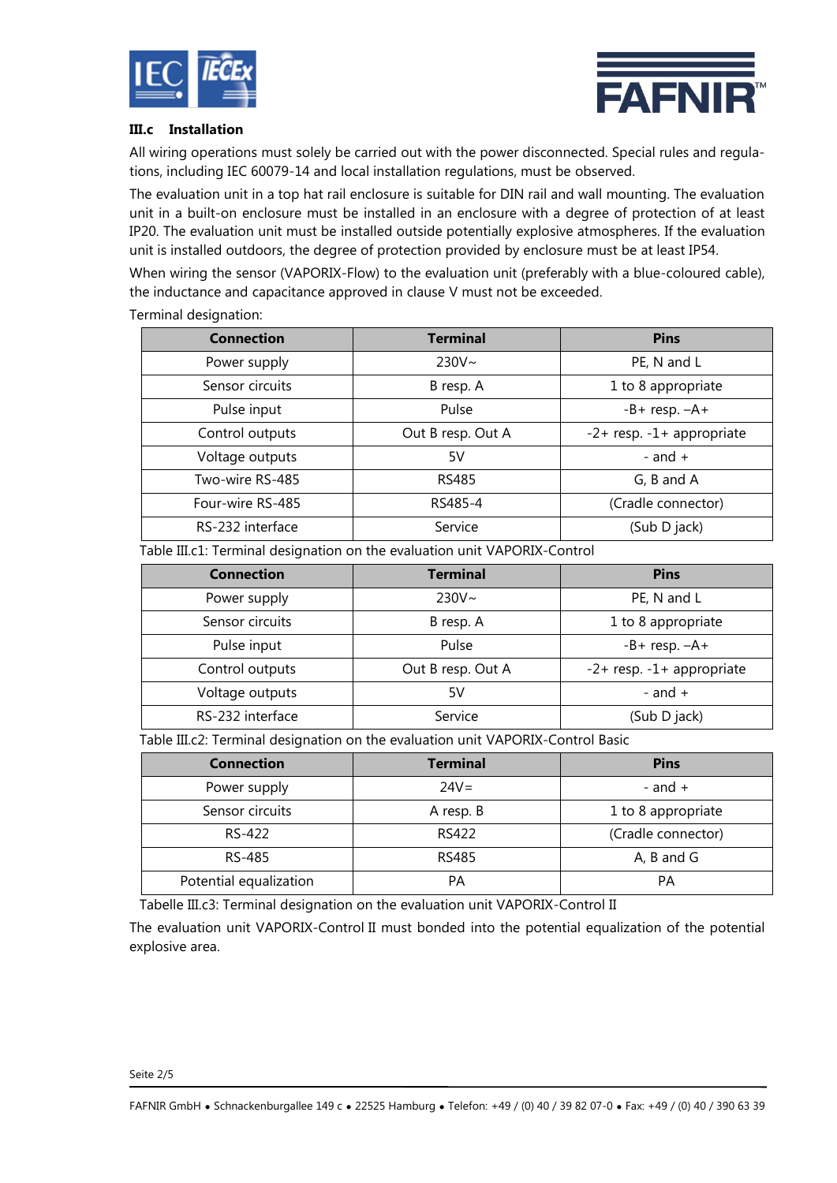### III.c Installation

All wiring operations must solely be carried out with the power disconnected. Special rules and regulations, including IEC 60079-14 and local installation regulations, must be observed.

The evaluation unit in a top hat rail enclosure is suitable for DIN rail and wall mounting. The evaluation unit in a built-on enclosure must be installed in an enclosure with a degree of protection of at least IP20. The evaluation unit must be installed outside potentially explosive atmospheres. If the evaluation unit is installed outdoors, the degree of protection provided by enclosure must be at least IP54.

When wiring the sensor (VAPORIX-Flow) to the evaluation unit (preferably with a blue-coloured cable), the inductance and capacitance approved in clause V must not be exceeded.

Terminal designation:

| Connection | Terminal | Pins |
|---|---|---|
| Power supply | 230V~ | PE, N and L |
| Sensor circuits | B resp. A | 1 to 8 appropriate |
| Pulse input | Pulse | -B+ resp. –A+ |
| Control outputs | Out B resp. Out A | -2+ resp. -1+ appropriate |
| Voltage outputs | 5V | - and + |
| Two-wire RS-485 | RS485 | G, B and A |
| Four-wire RS-485 | RS485-4 | (Cradle connector) |
| RS-232 interface | Service | (Sub D jack) |

Table III.c1: Terminal designation on the evaluation unit VAPORIX-Control

| Connection | Terminal | Pins |
|---|---|---|
| Power supply | 230V~ | PE, N and L |
| Sensor circuits | B resp. A | 1 to 8 appropriate |
| Pulse input | Pulse | -B+ resp. –A+ |
| Control outputs | Out B resp. Out A | -2+ resp. -1+ appropriate |
| Voltage outputs | 5V | - and + |
| RS-232 interface | Service | (Sub D jack) |

Table III.c2: Terminal designation on the evaluation unit VAPORIX-Control Basic

| Connection | Terminal | Pins |
|---|---|---|
| Power supply | 24V= | - and + |
| Sensor circuits | A resp. B | 1 to 8 appropriate |
| RS-422 | RS422 | (Cradle connector) |
| RS-485 | RS485 | A, B and G |
| Potential equalization | PA | PA |

Tabelle III.c3: Terminal designation on the evaluation unit VAPORIX-Control II

The evaluation unit VAPORIX-Control II must bonded into the potential equalization of the potential explosive area.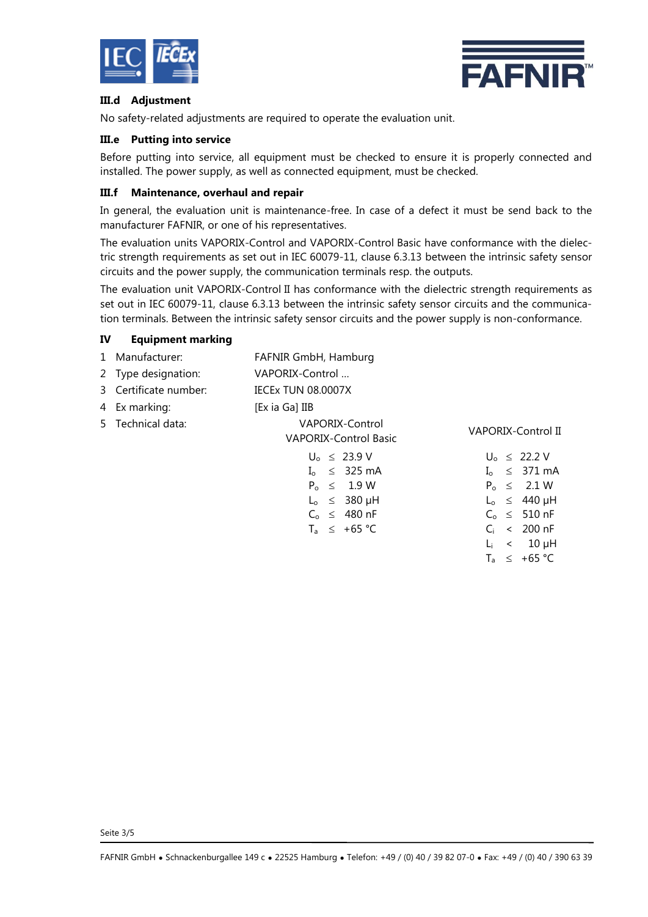### III.d Adjustment

No safety-related adjustments are required to operate the evaluation unit.

### III.e Putting into service

Before putting into service, all equipment must be checked to ensure it is properly connected and installed. The power supply, as well as connected equipment, must be checked.

### III.f Maintenance, overhaul and repair

In general, the evaluation unit is maintenance-free. In case of a defect it must be send back to the manufacturer FAFNIR, or one of his representatives.

The evaluation units VAPORIX-Control and VAPORIX-Control Basic have conformance with the dielectric strength requirements as set out in IEC 60079-11, clause 6.3.13 between the intrinsic safety sensor circuits and the power supply, the communication terminals resp. the outputs.

The evaluation unit VAPORIX-Control II has conformance with the dielectric strength requirements as set out in IEC 60079-11, clause 6.3.13 between the intrinsic safety sensor circuits and the communication terminals. Between the intrinsic safety sensor circuits and the power supply is non-conformance.

## IV Equipment marking

1. Manufacturer: FAFNIR GmbH, Hamburg
2. Type designation: VAPORIX-Control ...
3. Certificate number: IECEx TUN 08.0007X
4. Ex marking: [Ex ia Ga] IIB
5. Technical data:

| VAPORIX-Control<br>VAPORIX-Control Basic | VAPORIX-Control II |
|---|---|
| $U_o \leq 23.9$ V | $U_o \leq 22.2$ V |
| $I_o \leq 325$ mA | $I_o \leq 371$ mA |
| $P_o \leq 1.9$ W | $P_o \leq 2.1$ W |
| $L_o \leq 380$ µH | $L_o \leq 440$ µH |
| $C_o \leq 480$ nF | $C_o \leq 510$ nF |
| $T_a \leq +65$ °C | $C_i < 200$ nF |
| | $L_i < 10$ µH |
| | $T_a \leq +65$ °C |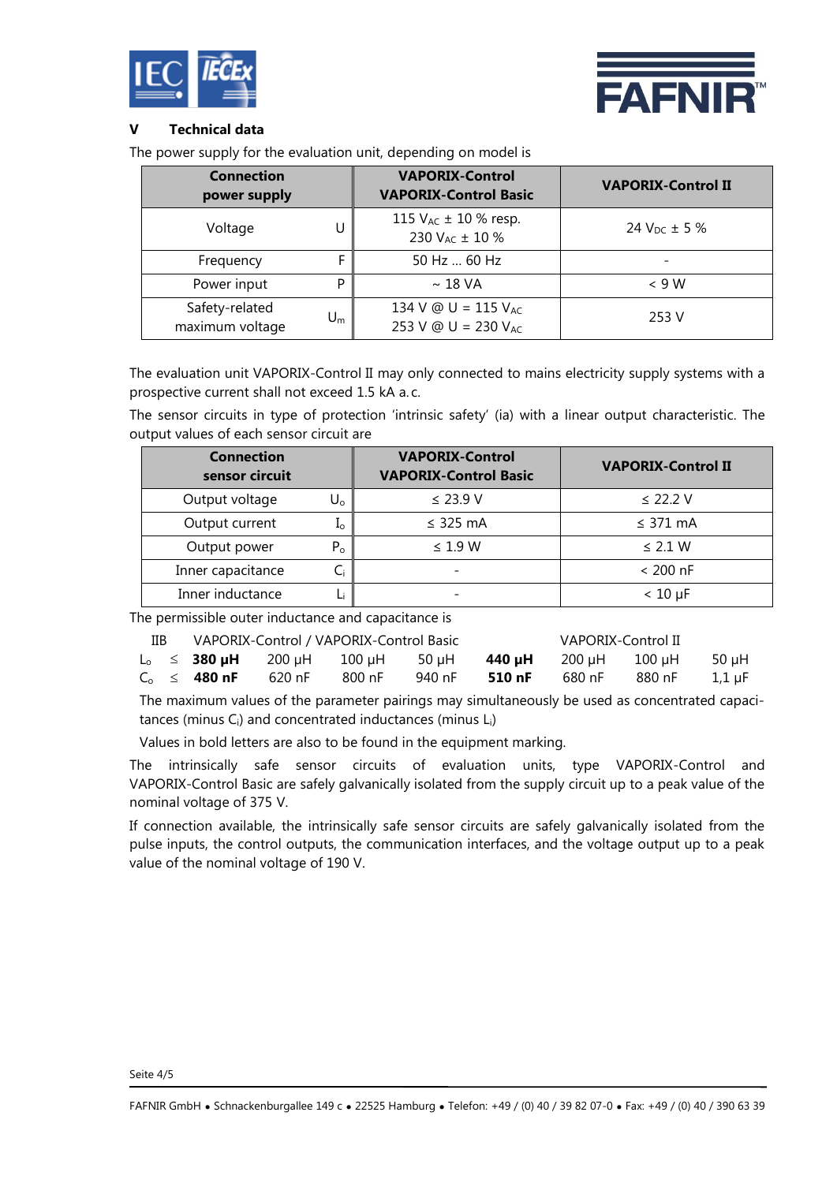## V Technical data

The power supply for the evaluation unit, depending on model is

| Connection power supply | | VAPORIX-Control VAPORIX-Control Basic | VAPORIX-Control II |
|---|---|---|---|
| Voltage | U | 115 $V_{AC}$ ± 10 % resp. 230 $V_{AC}$ ± 10 % | 24 $V_{DC}$ ± 5 % |
| Frequency | F | 50 Hz ... 60 Hz | - |
| Power input | P | ~ 18 VA | < 9 W |
| Safety-related maximum voltage | $U_m$ | 134 V @ U = 115 $V_{AC}$ 253 V @ U = 230 $V_{AC}$ | 253 V |

The evaluation unit VAPORIX-Control II may only connected to mains electricity supply systems with a prospective current shall not exceed 1.5 kA a. c.

The sensor circuits in type of protection 'intrinsic safety' (ia) with a linear output characteristic. The output values of each sensor circuit are

| Connection sensor circuit | | VAPORIX-Control VAPORIX-Control Basic | VAPORIX-Control II |
|---|---|---|---|
| Output voltage | $U_o$ | ≤ 23.9 V | ≤ 22.2 V |
| Output current | $I_o$ | ≤ 325 mA | ≤ 371 mA |
| Output power | $P_o$ | ≤ 1.9 W | ≤ 2.1 W |
| Inner capacitance | $C_i$ | - | < 200 nF |
| Inner inductance | $L_i$ | - | < 10 µF |

The permissible outer inductance and capacitance is

| IIB | | VAPORIX-Control / VAPORIX-Control Basic | | | | VAPORIX-Control II | | | |
|---|---|---|---|---|---|---|---|---|---|
| $L_o$ | ≤ | **380 µH** | 200 µH | 100 µH | 50 µH | **440 µH** | 200 µH | 100 µH | 50 µH |
| $C_o$ | ≤ | **480 nF** | 620 nF | 800 nF | 940 nF | **510 nF** | 680 nF | 880 nF | 1,1 µF |

The maximum values of the parameter pairings may simultaneously be used as concentrated capacitances (minus $C_i$) and concentrated inductances (minus $L_i$)

Values in bold letters are also to be found in the equipment marking.

The intrinsically safe sensor circuits of evaluation units, type VAPORIX-Control and VAPORIX-Control Basic are safely galvanically isolated from the supply circuit up to a peak value of the nominal voltage of 375 V.

If connection available, the intrinsically safe sensor circuits are safely galvanically isolated from the pulse inputs, the control outputs, the communication interfaces, and the voltage output up to a peak value of the nominal voltage of 190 V.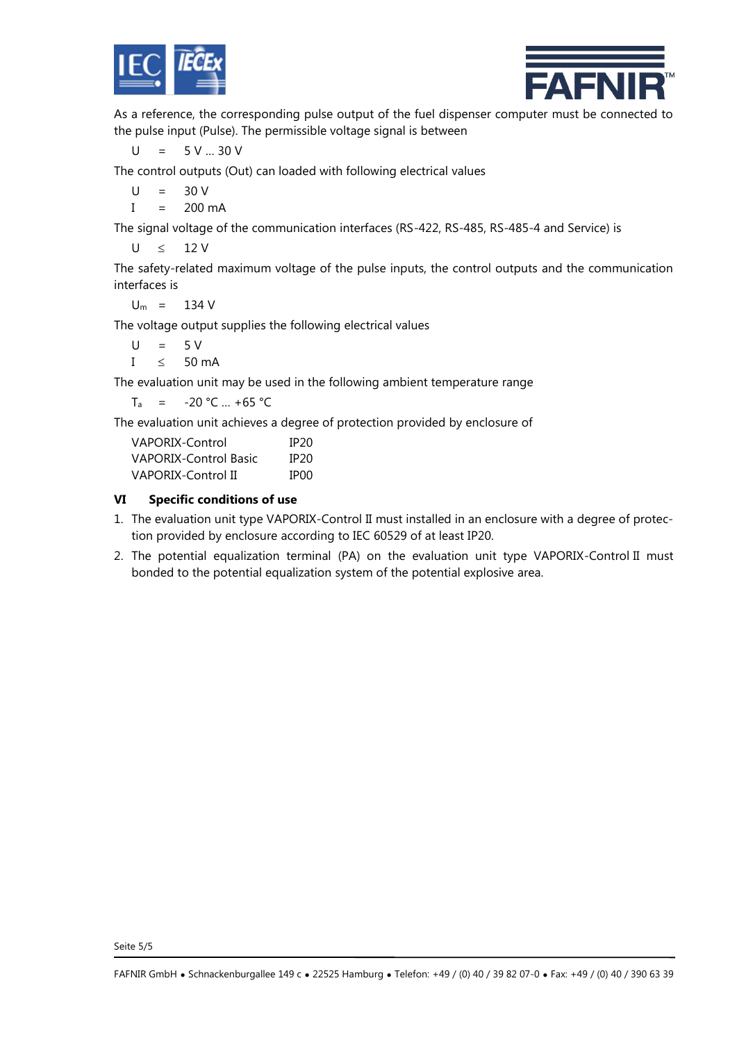As a reference, the corresponding pulse output of the fuel dispenser computer must be connected to the pulse input (Pulse). The permissible voltage signal is between

$U = 5\ V \ldots 30\ V$

The control outputs (Out) can loaded with following electrical values

$U = 30\ V$
$I = 200\ mA$

The signal voltage of the communication interfaces (RS-422, RS-485, RS-485-4 and Service) is

$U \leq 12\ V$

The safety-related maximum voltage of the pulse inputs, the control outputs and the communication interfaces is

$U_m = 134\ V$

The voltage output supplies the following electrical values

$U = 5\ V$
$I \leq 50\ mA$

The evaluation unit may be used in the following ambient temperature range

$T_a = -20\ °C \ldots +65\ °C$

The evaluation unit achieves a degree of protection provided by enclosure of

| | |
|---|---|
| VAPORIX-Control | IP20 |
| VAPORIX-Control Basic | IP20 |
| VAPORIX-Control II | IP00 |

## VI Specific conditions of use

1. The evaluation unit type VAPORIX-Control II must installed in an enclosure with a degree of protection provided by enclosure according to IEC 60529 of at least IP20.
2. The potential equalization terminal (PA) on the evaluation unit type VAPORIX-Control II must bonded to the potential equalization system of the potential explosive area.